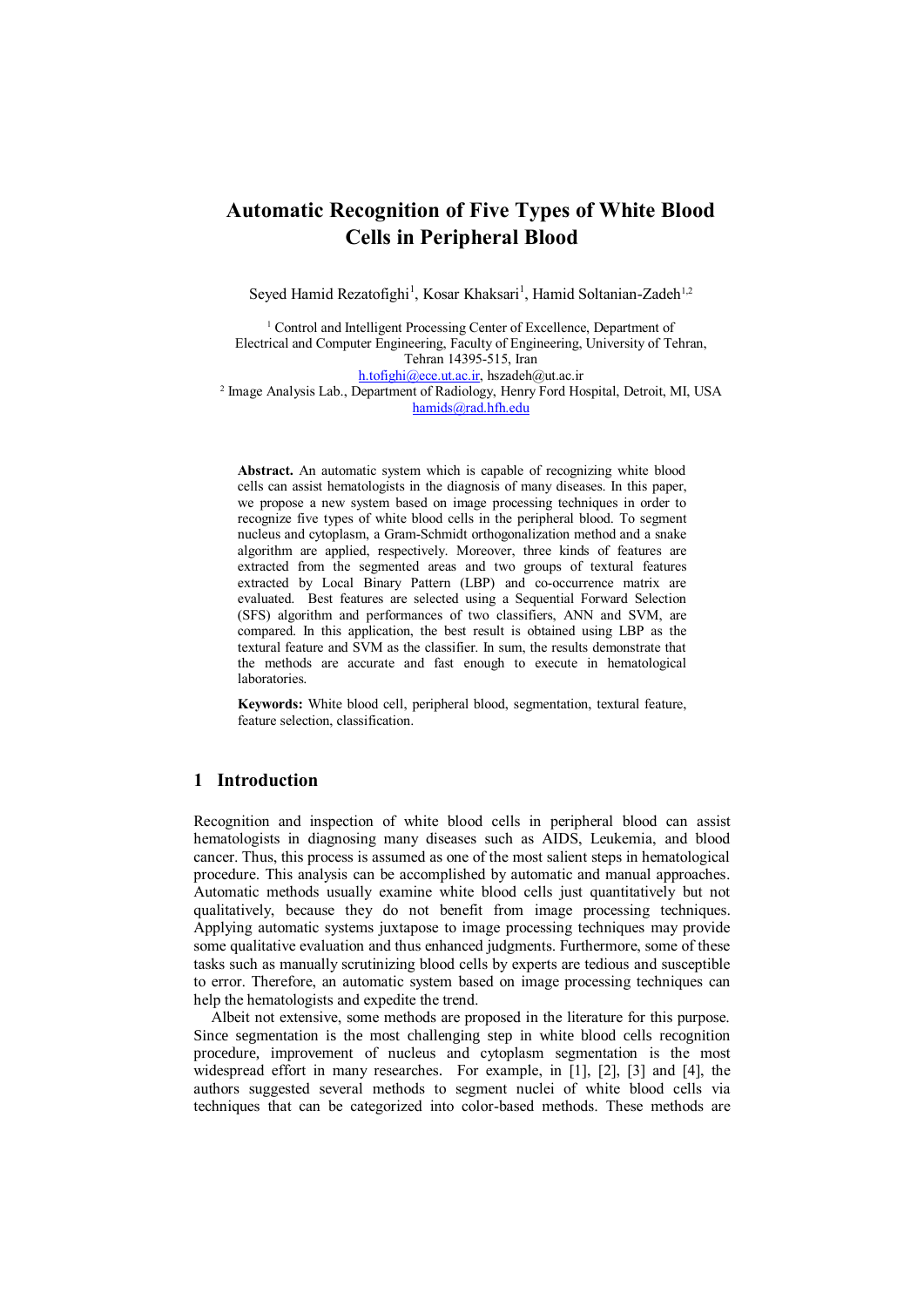# Automatic Recognition of Five Types of White Blood Cells in Peripheral Blood

Seyed Hamid Rezatofighi[1], Kosar Khaksari[1], Hamid Soltanian-Zadeh[1,2]

[1] Control and Intelligent Processing Center of Excellence, Department of Electrical and Computer Engineering, Faculty of Engineering, University of Tehran, Tehran 14395-515, Iran
h.tofighi@ece.ut.ac.ir, hszadeh@ut.ac.ir
[2] Image Analysis Lab., Department of Radiology, Henry Ford Hospital, Detroit, MI, USA
hamids@rad.hfh.edu

**Abstract.** An automatic system which is capable of recognizing white blood cells can assist hematologists in the diagnosis of many diseases. In this paper, we propose a new system based on image processing techniques in order to recognize five types of white blood cells in the peripheral blood. To segment nucleus and cytoplasm, a Gram-Schmidt orthogonalization method and a snake algorithm are applied, respectively. Moreover, three kinds of features are extracted from the segmented areas and two groups of textural features extracted by Local Binary Pattern (LBP) and co-occurrence matrix are evaluated. Best features are selected using a Sequential Forward Selection (SFS) algorithm and performances of two classifiers, ANN and SVM, are compared. In this application, the best result is obtained using LBP as the textural feature and SVM as the classifier. In sum, the results demonstrate that the methods are accurate and fast enough to execute in hematological laboratories.

**Keywords:** White blood cell, peripheral blood, segmentation, textural feature, feature selection, classification.

## 1 Introduction

Recognition and inspection of white blood cells in peripheral blood can assist hematologists in diagnosing many diseases such as AIDS, Leukemia, and blood cancer. Thus, this process is assumed as one of the most salient steps in hematological procedure. This analysis can be accomplished by automatic and manual approaches. Automatic methods usually examine white blood cells just quantitatively but not qualitatively, because they do not benefit from image processing techniques. Applying automatic systems juxtapose to image processing techniques may provide some qualitative evaluation and thus enhanced judgments. Furthermore, some of these tasks such as manually scrutinizing blood cells by experts are tedious and susceptible to error. Therefore, an automatic system based on image processing techniques can help the hematologists and expedite the trend.

Albeit not extensive, some methods are proposed in the literature for this purpose. Since segmentation is the most challenging step in white blood cells recognition procedure, improvement of nucleus and cytoplasm segmentation is the most widespread effort in many researches. For example, in [1], [2], [3] and [4], the authors suggested several methods to segment nuclei of white blood cells via techniques that can be categorized into color-based methods. These methods are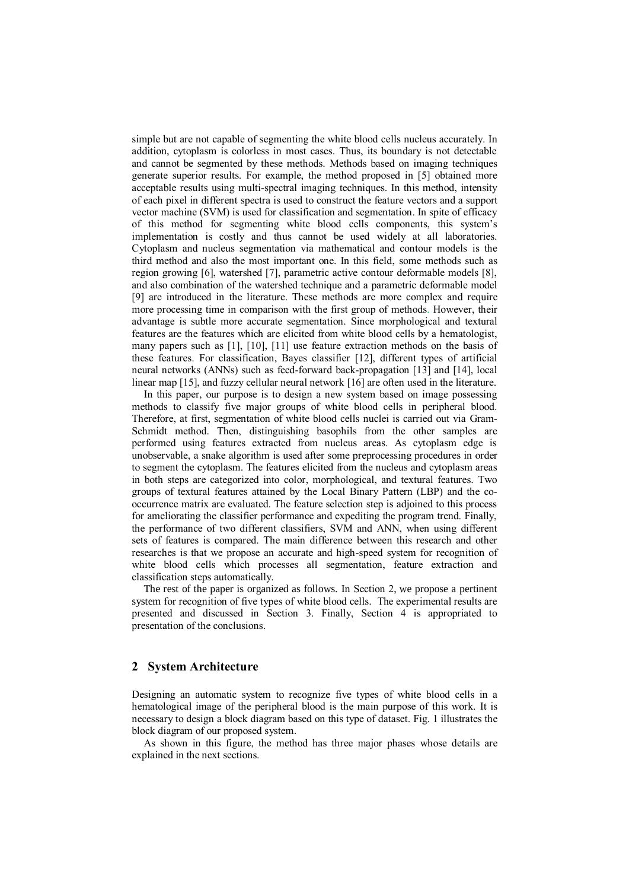simple but are not capable of segmenting the white blood cells nucleus accurately. In addition, cytoplasm is colorless in most cases. Thus, its boundary is not detectable and cannot be segmented by these methods. Methods based on imaging techniques generate superior results. For example, the method proposed in [5] obtained more acceptable results using multi-spectral imaging techniques. In this method, intensity of each pixel in different spectra is used to construct the feature vectors and a support vector machine (SVM) is used for classification and segmentation. In spite of efficacy of this method for segmenting white blood cells components, this system's implementation is costly and thus cannot be used widely at all laboratories. Cytoplasm and nucleus segmentation via mathematical and contour models is the third method and also the most important one. In this field, some methods such as region growing [6], watershed [7], parametric active contour deformable models [8], and also combination of the watershed technique and a parametric deformable model [9] are introduced in the literature. These methods are more complex and require more processing time in comparison with the first group of methods. However, their advantage is subtle more accurate segmentation. Since morphological and textural features are the features which are elicited from white blood cells by a hematologist, many papers such as [1], [10], [11] use feature extraction methods on the basis of these features. For classification, Bayes classifier [12], different types of artificial neural networks (ANNs) such as feed-forward back-propagation [13] and [14], local linear map [15], and fuzzy cellular neural network [16] are often used in the literature.

In this paper, our purpose is to design a new system based on image possessing methods to classify five major groups of white blood cells in peripheral blood. Therefore, at first, segmentation of white blood cells nuclei is carried out via Gram-Schmidt method. Then, distinguishing basophils from the other samples are performed using features extracted from nucleus areas. As cytoplasm edge is unobservable, a snake algorithm is used after some preprocessing procedures in order to segment the cytoplasm. The features elicited from the nucleus and cytoplasm areas in both steps are categorized into color, morphological, and textural features. Two groups of textural features attained by the Local Binary Pattern (LBP) and the co-occurrence matrix are evaluated. The feature selection step is adjoined to this process for ameliorating the classifier performance and expediting the program trend. Finally, the performance of two different classifiers, SVM and ANN, when using different sets of features is compared. The main difference between this research and other researches is that we propose an accurate and high-speed system for recognition of white blood cells which processes all segmentation, feature extraction and classification steps automatically.

The rest of the paper is organized as follows. In Section 2, we propose a pertinent system for recognition of five types of white blood cells. The experimental results are presented and discussed in Section 3. Finally, Section 4 is appropriated to presentation of the conclusions.

## 2 System Architecture

Designing an automatic system to recognize five types of white blood cells in a hematological image of the peripheral blood is the main purpose of this work. It is necessary to design a block diagram based on this type of dataset. Fig. 1 illustrates the block diagram of our proposed system.

As shown in this figure, the method has three major phases whose details are explained in the next sections.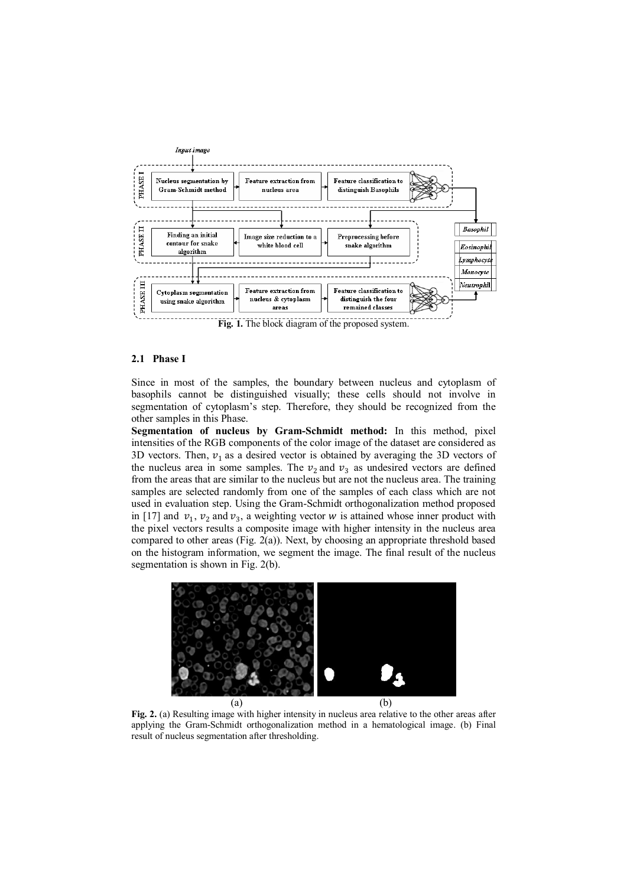Fig. 1. The block diagram of the proposed system.

### 2.1 Phase I

Since in most of the samples, the boundary between nucleus and cytoplasm of basophils cannot be distinguished visually; these cells should not involve in segmentation of cytoplasm's step. Therefore, they should be recognized from the other samples in this Phase.

**Segmentation of nucleus by Gram-Schmidt method:** In this method, pixel intensities of the RGB components of the color image of the dataset are considered as 3D vectors. Then, $v_1$ as a desired vector is obtained by averaging the 3D vectors of the nucleus area in some samples. The $v_2$ and $v_3$ as undesired vectors are defined from the areas that are similar to the nucleus but are not the nucleus area. The training samples are selected randomly from one of the samples of each class which are not used in evaluation step. Using the Gram-Schmidt orthogonalization method proposed in [17] and $v_1$, $v_2$ and $v_3$, a weighting vector $w$ is attained whose inner product with the pixel vectors results a composite image with higher intensity in the nucleus area compared to other areas (Fig. 2(a)). Next, by choosing an appropriate threshold based on the histogram information, we segment the image. The final result of the nucleus segmentation is shown in Fig. 2(b).

(a) (b)

**Fig. 2.** (a) Resulting image with higher intensity in nucleus area relative to the other areas after applying the Gram-Schmidt orthogonalization method in a hematological image. (b) Final result of nucleus segmentation after thresholding.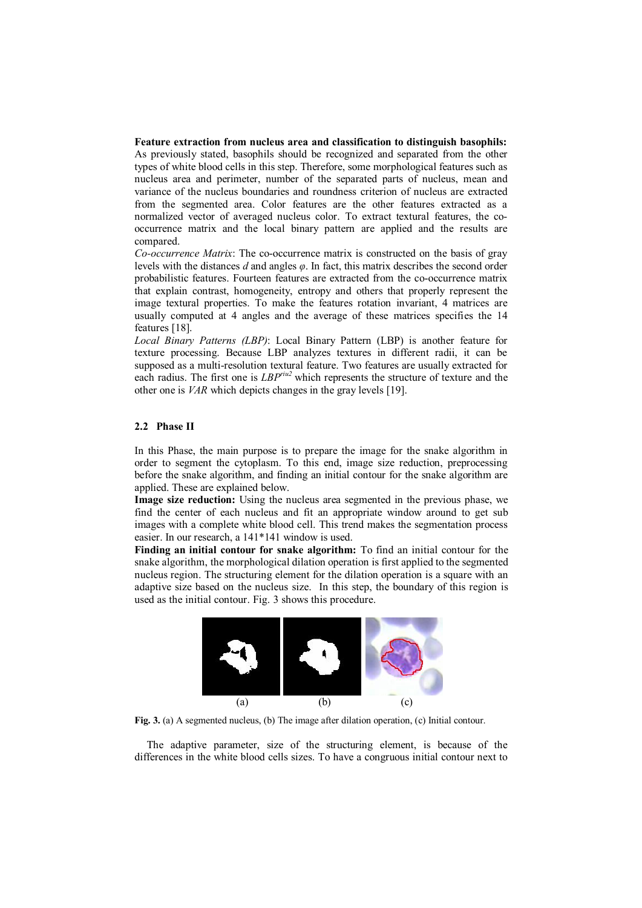**Feature extraction from nucleus area and classification to distinguish basophils:** As previously stated, basophils should be recognized and separated from the other types of white blood cells in this step. Therefore, some morphological features such as nucleus area and perimeter, number of the separated parts of nucleus, mean and variance of the nucleus boundaries and roundness criterion of nucleus are extracted from the segmented area. Color features are the other features extracted as a normalized vector of averaged nucleus color. To extract textural features, the co-occurrence matrix and the local binary pattern are applied and the results are compared.

*Co-occurrence Matrix*: The co-occurrence matrix is constructed on the basis of gray levels with the distances $d$ and angles $\varphi$. In fact, this matrix describes the second order probabilistic features. Fourteen features are extracted from the co-occurrence matrix that explain contrast, homogeneity, entropy and others that properly represent the image textural properties. To make the features rotation invariant, 4 matrices are usually computed at 4 angles and the average of these matrices specifies the 14 features [18].

*Local Binary Patterns (LBP)*: Local Binary Pattern (LBP) is another feature for texture processing. Because LBP analyzes textures in different radii, it can be supposed as a multi-resolution textural feature. Two features are usually extracted for each radius. The first one is $LBP^{riu2}$ which represents the structure of texture and the other one is $VAR$ which depicts changes in the gray levels [19].

## 2.2 Phase II

In this Phase, the main purpose is to prepare the image for the snake algorithm in order to segment the cytoplasm. To this end, image size reduction, preprocessing before the snake algorithm, and finding an initial contour for the snake algorithm are applied. These are explained below.

**Image size reduction:** Using the nucleus area segmented in the previous phase, we find the center of each nucleus and fit an appropriate window around to get sub images with a complete white blood cell. This trend makes the segmentation process easier. In our research, a 141*141 window is used.

**Finding an initial contour for snake algorithm:** To find an initial contour for the snake algorithm, the morphological dilation operation is first applied to the segmented nucleus region. The structuring element for the dilation operation is a square with an adaptive size based on the nucleus size. In this step, the boundary of this region is used as the initial contour. Fig. 3 shows this procedure.

(a) (b) (c)

**Fig. 3.** (a) A segmented nucleus, (b) The image after dilation operation, (c) Initial contour.

The adaptive parameter, size of the structuring element, is because of the differences in the white blood cells sizes. To have a congruous initial contour next to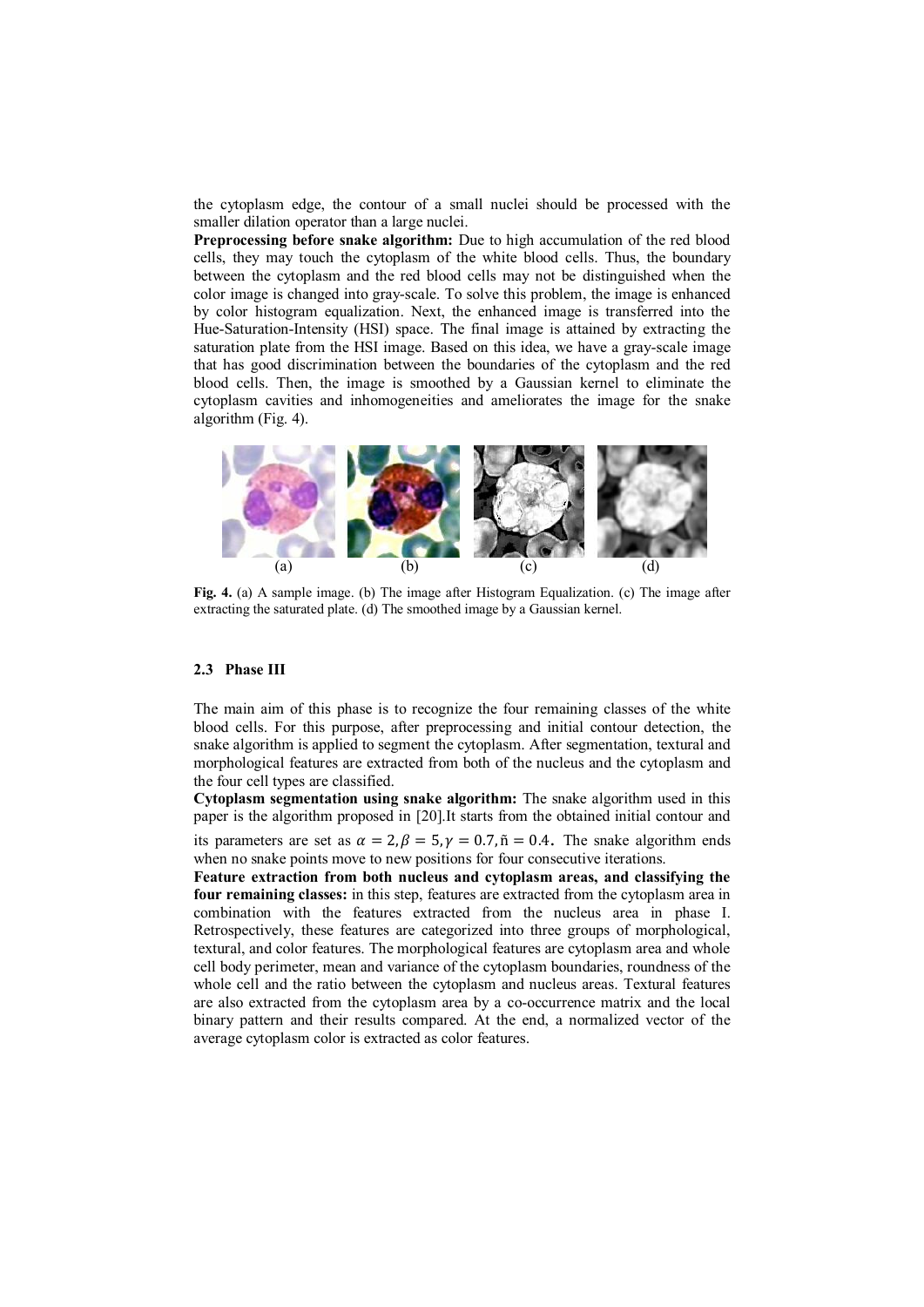the cytoplasm edge, the contour of a small nuclei should be processed with the smaller dilation operator than a large nuclei.

**Preprocessing before snake algorithm:** Due to high accumulation of the red blood cells, they may touch the cytoplasm of the white blood cells. Thus, the boundary between the cytoplasm and the red blood cells may not be distinguished when the color image is changed into gray-scale. To solve this problem, the image is enhanced by color histogram equalization. Next, the enhanced image is transferred into the Hue-Saturation-Intensity (HSI) space. The final image is attained by extracting the saturation plate from the HSI image. Based on this idea, we have a gray-scale image that has good discrimination between the boundaries of the cytoplasm and the red blood cells. Then, the image is smoothed by a Gaussian kernel to eliminate the cytoplasm cavities and inhomogeneities and ameliorates the image for the snake algorithm (Fig. 4).

(a) (b) (c) (d)

**Fig. 4.** (a) A sample image. (b) The image after Histogram Equalization. (c) The image after extracting the saturated plate. (d) The smoothed image by a Gaussian kernel.

### 2.3 Phase III

The main aim of this phase is to recognize the four remaining classes of the white blood cells. For this purpose, after preprocessing and initial contour detection, the snake algorithm is applied to segment the cytoplasm. After segmentation, textural and morphological features are extracted from both of the nucleus and the cytoplasm and the four cell types are classified.

**Cytoplasm segmentation using snake algorithm:** The snake algorithm used in this paper is the algorithm proposed in [20].It starts from the obtained initial contour and its parameters are set as $\alpha = 2, \beta = 5, \gamma = 0.7, \tilde{n} = 0.4$. The snake algorithm ends when no snake points move to new positions for four consecutive iterations.

**Feature extraction from both nucleus and cytoplasm areas, and classifying the four remaining classes:** in this step, features are extracted from the cytoplasm area in combination with the features extracted from the nucleus area in phase I. Retrospectively, these features are categorized into three groups of morphological, textural, and color features. The morphological features are cytoplasm area and whole cell body perimeter, mean and variance of the cytoplasm boundaries, roundness of the whole cell and the ratio between the cytoplasm and nucleus areas. Textural features are also extracted from the cytoplasm area by a co-occurrence matrix and the local binary pattern and their results compared. At the end, a normalized vector of the average cytoplasm color is extracted as color features.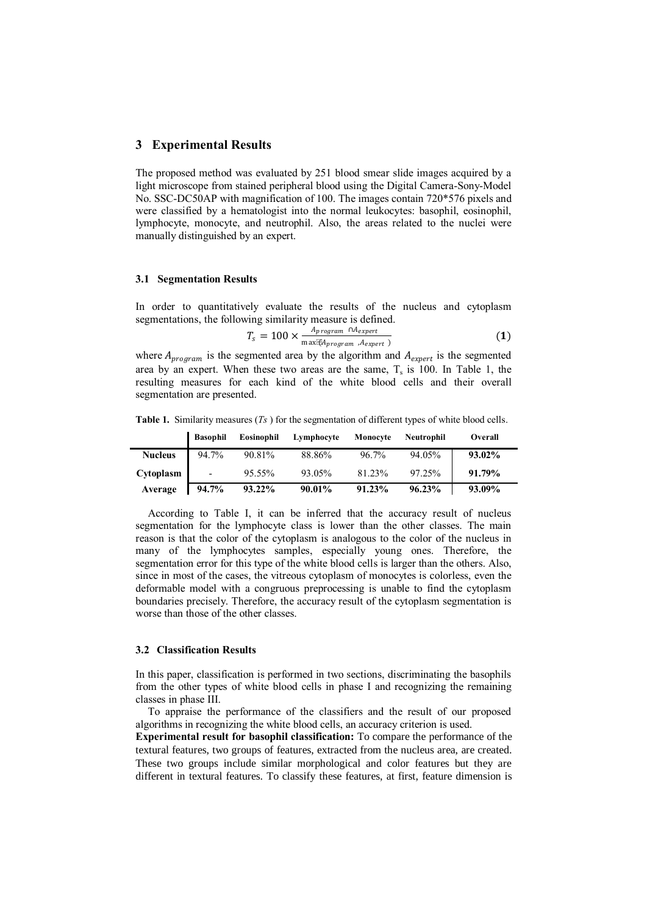## 3 Experimental Results

The proposed method was evaluated by 251 blood smear slide images acquired by a light microscope from stained peripheral blood using the Digital Camera-Sony-Model No. SSC-DC50AP with magnification of 100. The images contain 720*576 pixels and were classified by a hematologist into the normal leukocytes: basophil, eosinophil, lymphocyte, monocyte, and neutrophil. Also, the areas related to the nuclei were manually distinguished by an expert.

### 3.1 Segmentation Results

In order to quantitatively evaluate the results of the nucleus and cytoplasm segmentations, the following similarity measure is defined.

$$T_s = 100 \times \frac{A_{program} \cap A_{expert}}{\max(A_{program}, A_{expert})} \quad (1)$$

where $A_{program}$ is the segmented area by the algorithm and $A_{expert}$ is the segmented area by an expert. When these two areas are the same, $T_s$ is 100. In Table 1, the resulting measures for each kind of the white blood cells and their overall segmentation are presented.

**Table 1.** Similarity measures (*Ts* ) for the segmentation of different types of white blood cells.

| | Basophil | Eosinophil | Lymphocyte | Monocyte | Neutrophil | Overall |
|---|---|---|---|---|---|---|
| **Nucleus** | 94.7% | 90.81% | 88.86% | 96.7% | 94.05% | **93.02%** |
| **Cytoplasm** | - | 95.55% | 93.05% | 81.23% | 97.25% | **91.79%** |
| **Average** | **94.7%** | **93.22%** | **90.01%** | **91.23%** | **96.23%** | **93.09%** |

According to Table I, it can be inferred that the accuracy result of nucleus segmentation for the lymphocyte class is lower than the other classes. The main reason is that the color of the cytoplasm is analogous to the color of the nucleus in many of the lymphocytes samples, especially young ones. Therefore, the segmentation error for this type of the white blood cells is larger than the others. Also, since in most of the cases, the vitreous cytoplasm of monocytes is colorless, even the deformable model with a congruous preprocessing is unable to find the cytoplasm boundaries precisely. Therefore, the accuracy result of the cytoplasm segmentation is worse than those of the other classes.

### 3.2 Classification Results

In this paper, classification is performed in two sections, discriminating the basophils from the other types of white blood cells in phase I and recognizing the remaining classes in phase III.

To appraise the performance of the classifiers and the result of our proposed algorithms in recognizing the white blood cells, an accuracy criterion is used.

**Experimental result for basophil classification:** To compare the performance of the textural features, two groups of features, extracted from the nucleus area, are created. These two groups include similar morphological and color features but they are different in textural features. To classify these features, at first, feature dimension is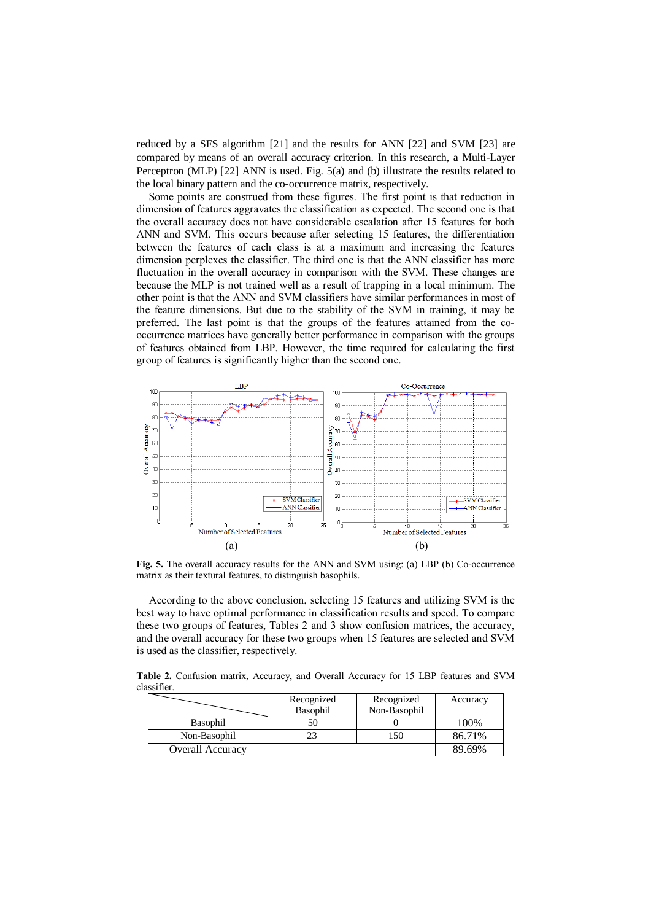reduced by a SFS algorithm [21] and the results for ANN [22] and SVM [23] are compared by means of an overall accuracy criterion. In this research, a Multi-Layer Perceptron (MLP) [22] ANN is used. Fig. 5(a) and (b) illustrate the results related to the local binary pattern and the co-occurrence matrix, respectively.

Some points are construed from these figures. The first point is that reduction in dimension of features aggravates the classification as expected. The second one is that the overall accuracy does not have considerable escalation after 15 features for both ANN and SVM. This occurs because after selecting 15 features, the differentiation between the features of each class is at a maximum and increasing the features dimension perplexes the classifier. The third one is that the ANN classifier has more fluctuation in the overall accuracy in comparison with the SVM. These changes are because the MLP is not trained well as a result of trapping in a local minimum. The other point is that the ANN and SVM classifiers have similar performances in most of the feature dimensions. But due to the stability of the SVM in training, it may be preferred. The last point is that the groups of the features attained from the co-occurrence matrices have generally better performance in comparison with the groups of features obtained from LBP. However, the time required for calculating the first group of features is significantly higher than the second one.

**Fig. 5.** The overall accuracy results for the ANN and SVM using: (a) LBP (b) Co-occurrence matrix as their textural features, to distinguish basophils.

According to the above conclusion, selecting 15 features and utilizing SVM is the best way to have optimal performance in classification results and speed. To compare these two groups of features, Tables 2 and 3 show confusion matrices, the accuracy, and the overall accuracy for these two groups of features when 15 features are selected and SVM is used as the classifier, respectively.

**Table 2.** Confusion matrix, Accuracy, and Overall Accuracy for 15 LBP features and SVM classifier.

| | Recognized Basophil | Recognized Non-Basophil | Accuracy |
|---|---|---|---|
| Basophil | 50 | 0 | 100% |
| Non-Basophil | 23 | 150 | 86.71% |
| Overall Accuracy | | | 89.69% |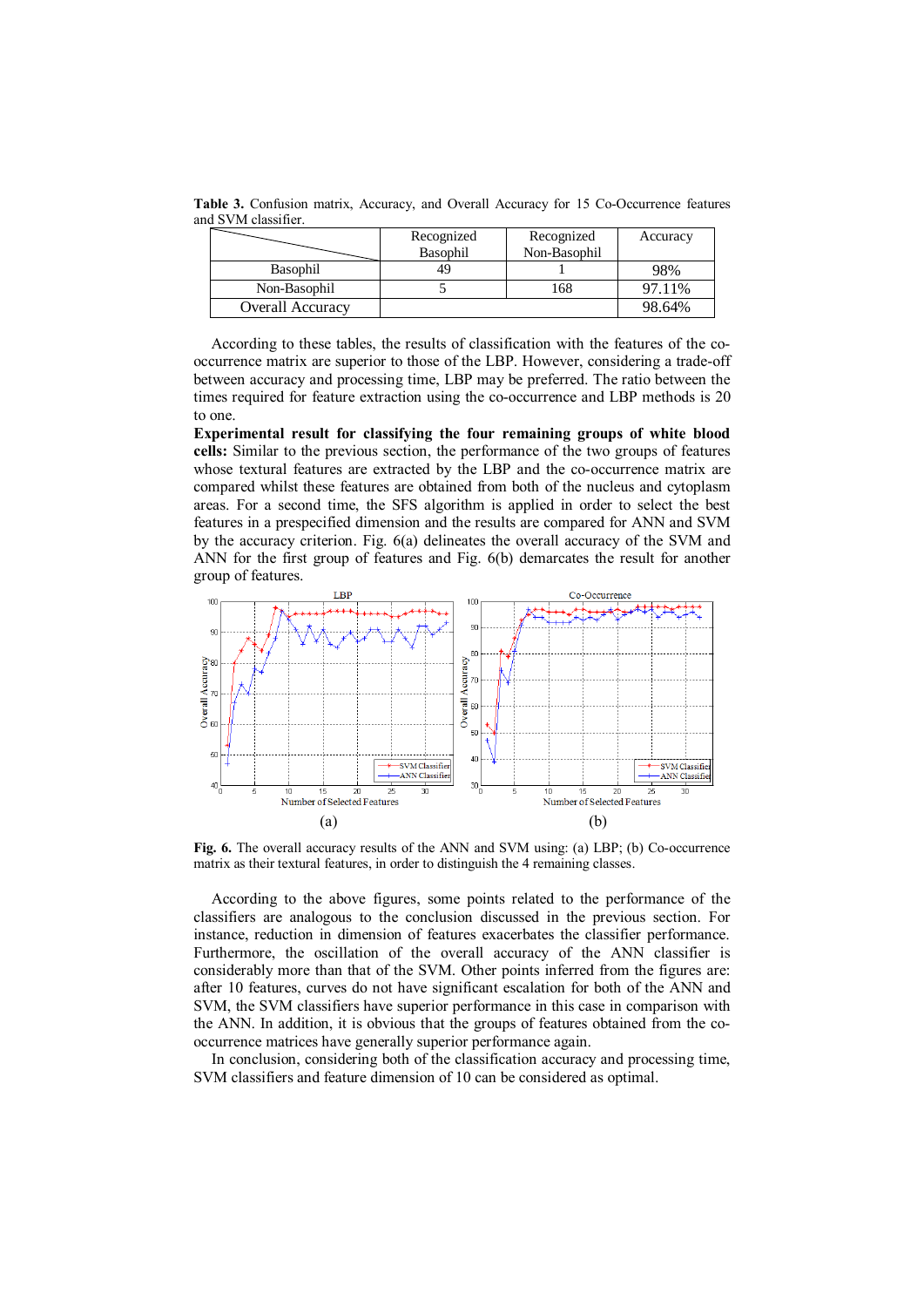**Table 3.** Confusion matrix, Accuracy, and Overall Accuracy for 15 Co-Occurrence features and SVM classifier.

| | Recognized Basophil | Recognized Non-Basophil | Accuracy |
|---|---|---|---|
| Basophil | 49 | 1 | 98% |
| Non-Basophil | 5 | 168 | 97.11% |
| Overall Accuracy | | | 98.64% |

According to these tables, the results of classification with the features of the co-occurrence matrix are superior to those of the LBP. However, considering a trade-off between accuracy and processing time, LBP may be preferred. The ratio between the times required for feature extraction using the co-occurrence and LBP methods is 20 to one.

**Experimental result for classifying the four remaining groups of white blood cells:** Similar to the previous section, the performance of the two groups of features whose textural features are extracted by the LBP and the co-occurrence matrix are compared whilst these features are obtained from both of the nucleus and cytoplasm areas. For a second time, the SFS algorithm is applied in order to select the best features in a prespecified dimension and the results are compared for ANN and SVM by the accuracy criterion. Fig. 6(a) delineates the overall accuracy of the SVM and ANN for the first group of features and Fig. 6(b) demarcates the result for another group of features.

(a) (b)

**Fig. 6.** The overall accuracy results of the ANN and SVM using: (a) LBP; (b) Co-occurrence matrix as their textural features, in order to distinguish the 4 remaining classes.

According to the above figures, some points related to the performance of the classifiers are analogous to the conclusion discussed in the previous section. For instance, reduction in dimension of features exacerbates the classifier performance. Furthermore, the oscillation of the overall accuracy of the ANN classifier is considerably more than that of the SVM. Other points inferred from the figures are: after 10 features, curves do not have significant escalation for both of the ANN and SVM, the SVM classifiers have superior performance in this case in comparison with the ANN. In addition, it is obvious that the groups of features obtained from the co-occurrence matrices have generally superior performance again.

In conclusion, considering both of the classification accuracy and processing time, SVM classifiers and feature dimension of 10 can be considered as optimal.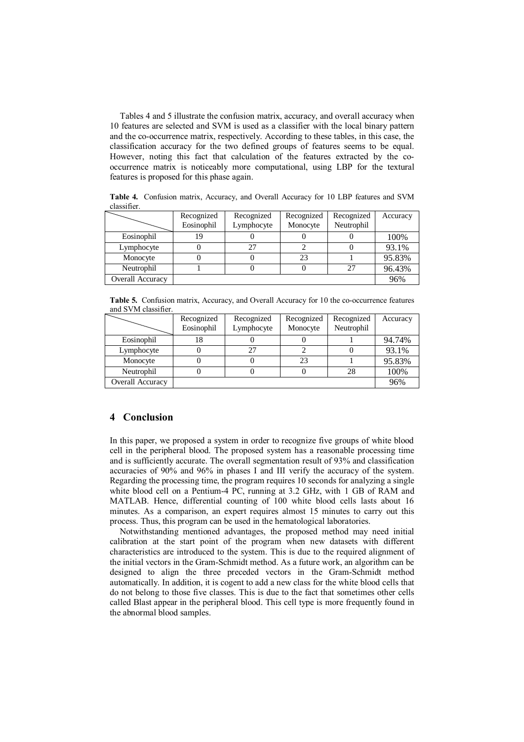Tables 4 and 5 illustrate the confusion matrix, accuracy, and overall accuracy when 10 features are selected and SVM is used as a classifier with the local binary pattern and the co-occurrence matrix, respectively. According to these tables, in this case, the classification accuracy for the two defined groups of features seems to be equal. However, noting this fact that calculation of the features extracted by the co-occurrence matrix is noticeably more computational, using LBP for the textural features is proposed for this phase again.

**Table 4.** Confusion matrix, Accuracy, and Overall Accuracy for 10 LBP features and SVM classifier.

| | Recognized Eosinophil | Recognized Lymphocyte | Recognized Monocyte | Recognized Neutrophil | Accuracy |
|---|---|---|---|---|---|
| Eosinophil | 19 | 0 | 0 | 0 | 100% |
| Lymphocyte | 0 | 27 | 2 | 0 | 93.1% |
| Monocyte | 0 | 0 | 23 | 1 | 95.83% |
| Neutrophil | 1 | 0 | 0 | 27 | 96.43% |
| Overall Accuracy | | | | | 96% |

**Table 5.** Confusion matrix, Accuracy, and Overall Accuracy for 10 the co-occurrence features and SVM classifier.

| | Recognized Eosinophil | Recognized Lymphocyte | Recognized Monocyte | Recognized Neutrophil | Accuracy |
|---|---|---|---|---|---|
| Eosinophil | 18 | 0 | 0 | 1 | 94.74% |
| Lymphocyte | 0 | 27 | 2 | 0 | 93.1% |
| Monocyte | 0 | 0 | 23 | 1 | 95.83% |
| Neutrophil | 0 | 0 | 0 | 28 | 100% |
| Overall Accuracy | | | | | 96% |

## 4 Conclusion

In this paper, we proposed a system in order to recognize five groups of white blood cell in the peripheral blood. The proposed system has a reasonable processing time and is sufficiently accurate. The overall segmentation result of 93% and classification accuracies of 90% and 96% in phases I and III verify the accuracy of the system. Regarding the processing time, the program requires 10 seconds for analyzing a single white blood cell on a Pentium-4 PC, running at 3.2 GHz, with 1 GB of RAM and MATLAB. Hence, differential counting of 100 white blood cells lasts about 16 minutes. As a comparison, an expert requires almost 15 minutes to carry out this process. Thus, this program can be used in the hematological laboratories.

Notwithstanding mentioned advantages, the proposed method may need initial calibration at the start point of the program when new datasets with different characteristics are introduced to the system. This is due to the required alignment of the initial vectors in the Gram-Schmidt method. As a future work, an algorithm can be designed to align the three preceded vectors in the Gram-Schmidt method automatically. In addition, it is cogent to add a new class for the white blood cells that do not belong to those five classes. This is due to the fact that sometimes other cells called Blast appear in the peripheral blood. This cell type is more frequently found in the abnormal blood samples.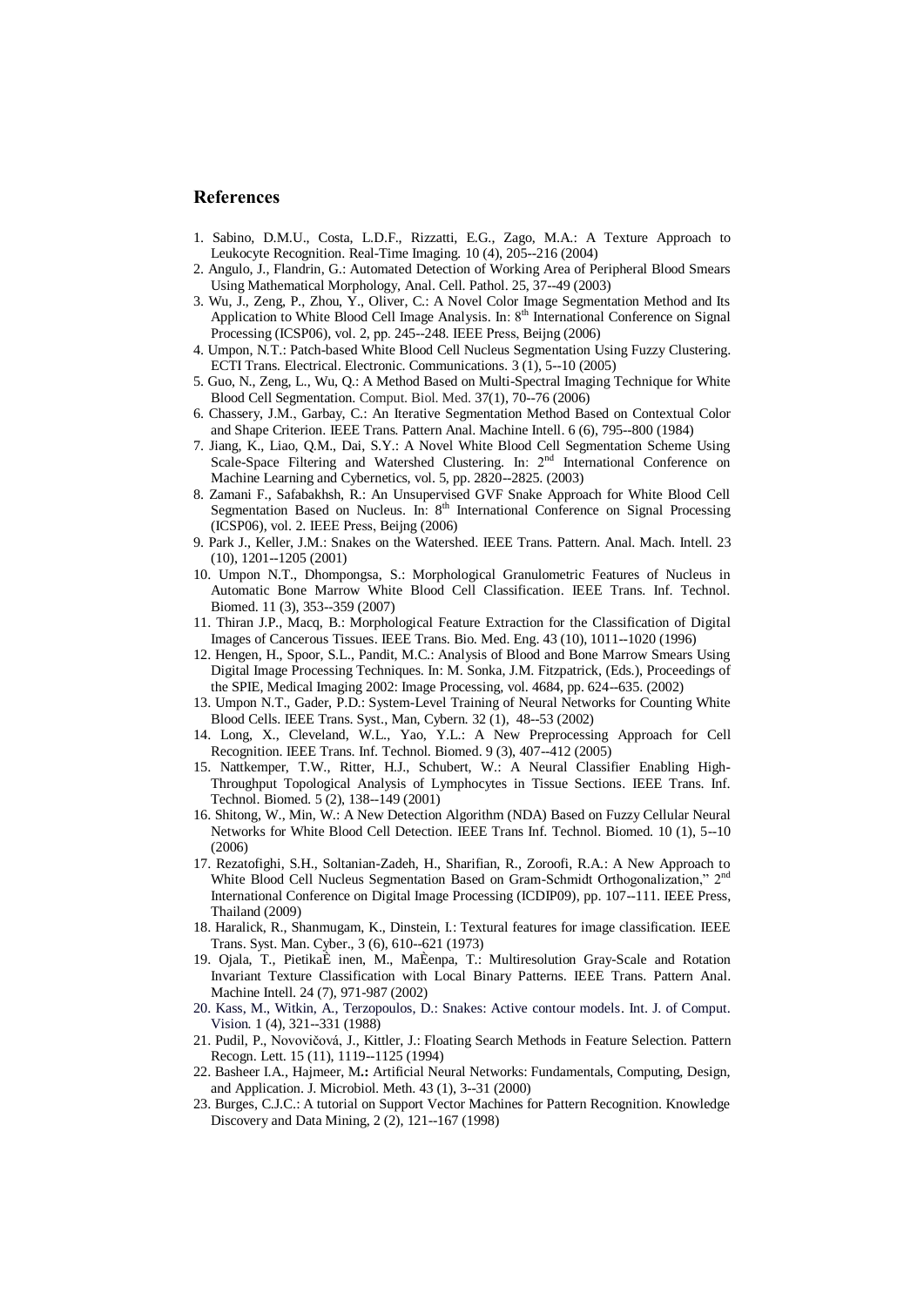## References

1. Sabino, D.M.U., Costa, L.D.F., Rizzatti, E.G., Zago, M.A.: A Texture Approach to Leukocyte Recognition. Real-Time Imaging. 10 (4), 205--216 (2004)
2. Angulo, J., Flandrin, G.: Automated Detection of Working Area of Peripheral Blood Smears Using Mathematical Morphology, Anal. Cell. Pathol. 25, 37--49 (2003)
3. Wu, J., Zeng, P., Zhou, Y., Oliver, C.: A Novel Color Image Segmentation Method and Its Application to White Blood Cell Image Analysis. In: 8th International Conference on Signal Processing (ICSP06), vol. 2, pp. 245--248. IEEE Press, Beijng (2006)
4. Umpon, N.T.: Patch-based White Blood Cell Nucleus Segmentation Using Fuzzy Clustering. ECTI Trans. Electrical. Electronic. Communications. 3 (1), 5--10 (2005)
5. Guo, N., Zeng, L., Wu, Q.: A Method Based on Multi-Spectral Imaging Technique for White Blood Cell Segmentation. Comput. Biol. Med. 37(1), 70--76 (2006)
6. Chassery, J.M., Garbay, C.: An Iterative Segmentation Method Based on Contextual Color and Shape Criterion. IEEE Trans. Pattern Anal. Machine Intell. 6 (6), 795--800 (1984)
7. Jiang, K., Liao, Q.M., Dai, S.Y.: A Novel White Blood Cell Segmentation Scheme Using Scale-Space Filtering and Watershed Clustering. In: 2nd International Conference on Machine Learning and Cybernetics, vol. 5, pp. 2820--2825. (2003)
8. Zamani F., Safabakhsh, R.: An Unsupervised GVF Snake Approach for White Blood Cell Segmentation Based on Nucleus. In: 8th International Conference on Signal Processing (ICSP06), vol. 2. IEEE Press, Beijng (2006)
9. Park J., Keller, J.M.: Snakes on the Watershed. IEEE Trans. Pattern. Anal. Mach. Intell. 23 (10), 1201--1205 (2001)
10. Umpon N.T., Dhompongsa, S.: Morphological Granulometric Features of Nucleus in Automatic Bone Marrow White Blood Cell Classification. IEEE Trans. Inf. Technol. Biomed. 11 (3), 353--359 (2007)
11. Thiran J.P., Macq, B.: Morphological Feature Extraction for the Classification of Digital Images of Cancerous Tissues. IEEE Trans. Bio. Med. Eng. 43 (10), 1011--1020 (1996)
12. Hengen, H., Spoor, S.L., Pandit, M.C.: Analysis of Blood and Bone Marrow Smears Using Digital Image Processing Techniques. In: M. Sonka, J.M. Fitzpatrick, (Eds.), Proceedings of the SPIE, Medical Imaging 2002: Image Processing, vol. 4684, pp. 624--635. (2002)
13. Umpon N.T., Gader, P.D.: System-Level Training of Neural Networks for Counting White Blood Cells. IEEE Trans. Syst., Man, Cybern. 32 (1), 48--53 (2002)
14. Long, X., Cleveland, W.L., Yao, Y.L.: A New Preprocessing Approach for Cell Recognition. IEEE Trans. Inf. Technol. Biomed. 9 (3), 407--412 (2005)
15. Nattkemper, T.W., Ritter, H.J., Schubert, W.: A Neural Classifier Enabling High-Throughput Topological Analysis of Lymphocytes in Tissue Sections. IEEE Trans. Inf. Technol. Biomed. 5 (2), 138--149 (2001)
16. Shitong, W., Min, W.: A New Detection Algorithm (NDA) Based on Fuzzy Cellular Neural Networks for White Blood Cell Detection. IEEE Trans Inf. Technol. Biomed. 10 (1), 5--10 (2006)
17. Rezatofighi, S.H., Soltanian-Zadeh, H., Sharifian, R., Zoroofi, R.A.: A New Approach to White Blood Cell Nucleus Segmentation Based on Gram-Schmidt Orthogonalization," 2nd International Conference on Digital Image Processing (ICDIP09), pp. 107--111. IEEE Press, Thailand (2009)
18. Haralick, R., Shanmugam, K., Dinstein, I.: Textural features for image classification. IEEE Trans. Syst. Man. Cyber., 3 (6), 610--621 (1973)
19. Ojala, T., PietikaÈ inen, M., MaÈenpa, T.: Multiresolution Gray-Scale and Rotation Invariant Texture Classification with Local Binary Patterns. IEEE Trans. Pattern Anal. Machine Intell. 24 (7), 971-987 (2002)
20. Kass, M., Witkin, A., Terzopoulos, D.: Snakes: Active contour models. Int. J. of Comput. Vision. 1 (4), 321--331 (1988)
21. Pudil, P., Novovičová, J., Kittler, J.: Floating Search Methods in Feature Selection. Pattern Recogn. Lett. 15 (11), 1119--1125 (1994)
22. Basheer I.A., Hajmeer, M.: Artificial Neural Networks: Fundamentals, Computing, Design, and Application. J. Microbiol. Meth. 43 (1), 3--31 (2000)
23. Burges, C.J.C.: A tutorial on Support Vector Machines for Pattern Recognition. Knowledge Discovery and Data Mining, 2 (2), 121--167 (1998)